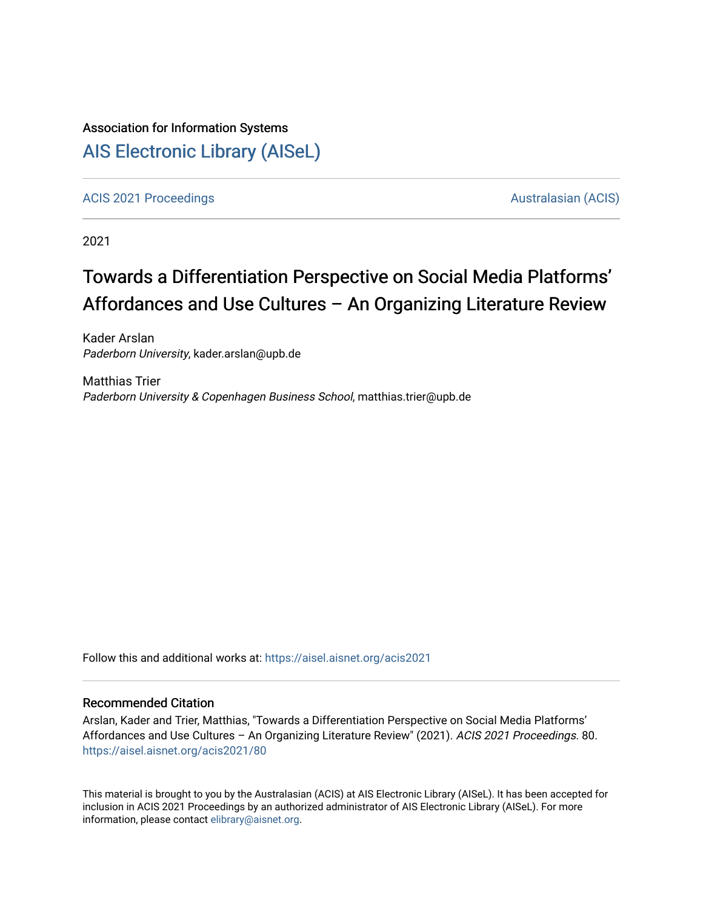Association for Information Systems

# AIS Electronic Library (AISeL)

ACIS 2021 Proceedings | Australasian (ACIS)

2021

# Towards a Differentiation Perspective on Social Media Platforms' Affordances and Use Cultures – An Organizing Literature Review

Kader Arslan
*Paderborn University*, kader.arslan@upb.de

Matthias Trier
*Paderborn University & Copenhagen Business School*, matthias.trier@upb.de

Follow this and additional works at: https://aisel.aisnet.org/acis2021

## Recommended Citation

Arslan, Kader and Trier, Matthias, "Towards a Differentiation Perspective on Social Media Platforms' Affordances and Use Cultures – An Organizing Literature Review" (2021). *ACIS 2021 Proceedings.* 80.
https://aisel.aisnet.org/acis2021/80

This material is brought to you by the Australasian (ACIS) at AIS Electronic Library (AISeL). It has been accepted for inclusion in ACIS 2021 Proceedings by an authorized administrator of AIS Electronic Library (AISeL). For more information, please contact elibrary@aisnet.org.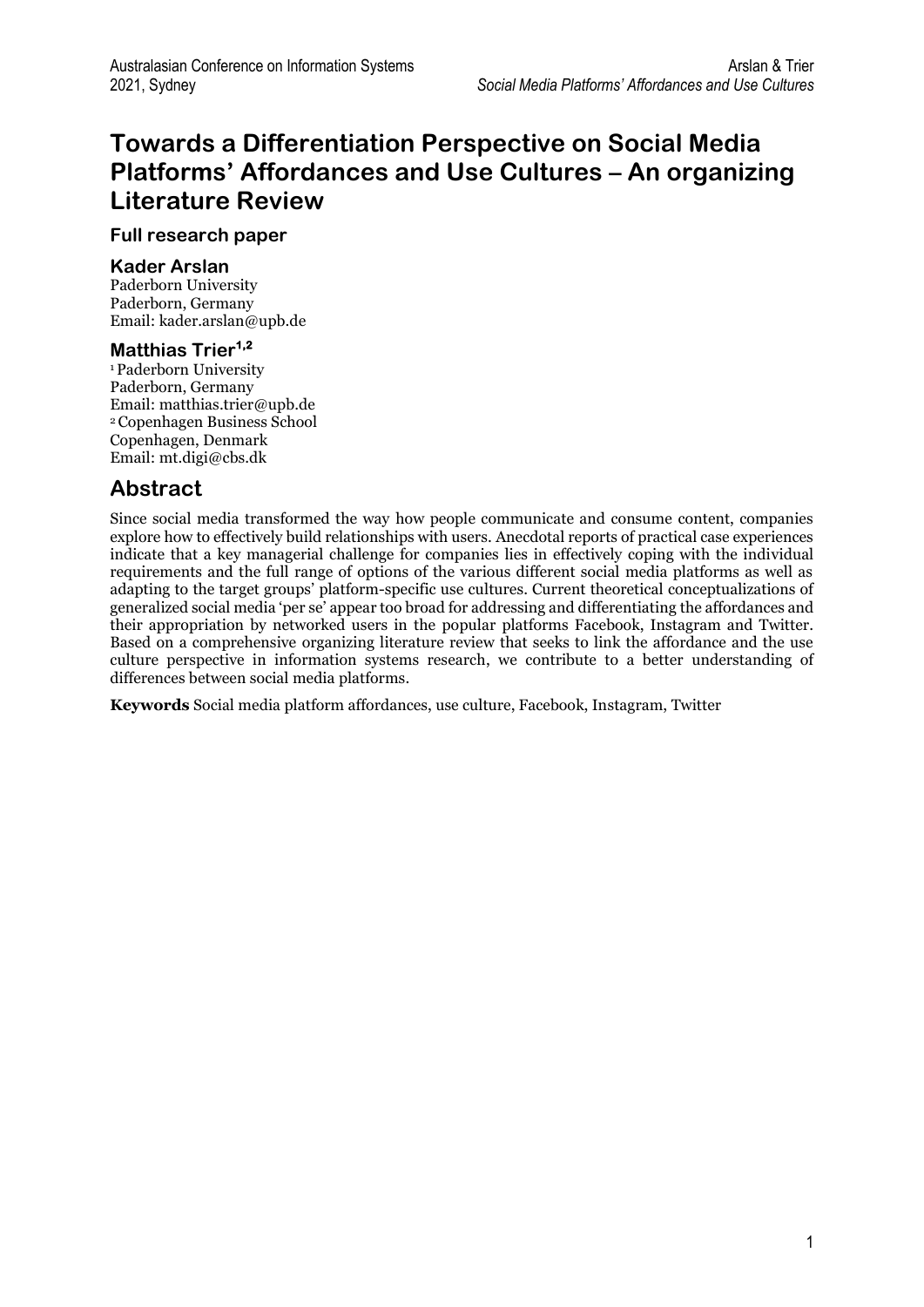# Towards a Differentiation Perspective on Social Media Platforms' Affordances and Use Cultures – An organizing Literature Review

**Full research paper**

**Kader Arslan**
Paderborn University
Paderborn, Germany
Email: kader.arslan@upb.de

**Matthias Trier[1,2]**
[1] Paderborn University
Paderborn, Germany
Email: matthias.trier@upb.de
[2] Copenhagen Business School
Copenhagen, Denmark
Email: mt.digi@cbs.dk

## Abstract

Since social media transformed the way how people communicate and consume content, companies explore how to effectively build relationships with users. Anecdotal reports of practical case experiences indicate that a key managerial challenge for companies lies in effectively coping with the individual requirements and the full range of options of the various different social media platforms as well as adapting to the target groups' platform-specific use cultures. Current theoretical conceptualizations of generalized social media 'per se' appear too broad for addressing and differentiating the affordances and their appropriation by networked users in the popular platforms Facebook, Instagram and Twitter. Based on a comprehensive organizing literature review that seeks to link the affordance and the use culture perspective in information systems research, we contribute to a better understanding of differences between social media platforms.

**Keywords** Social media platform affordances, use culture, Facebook, Instagram, Twitter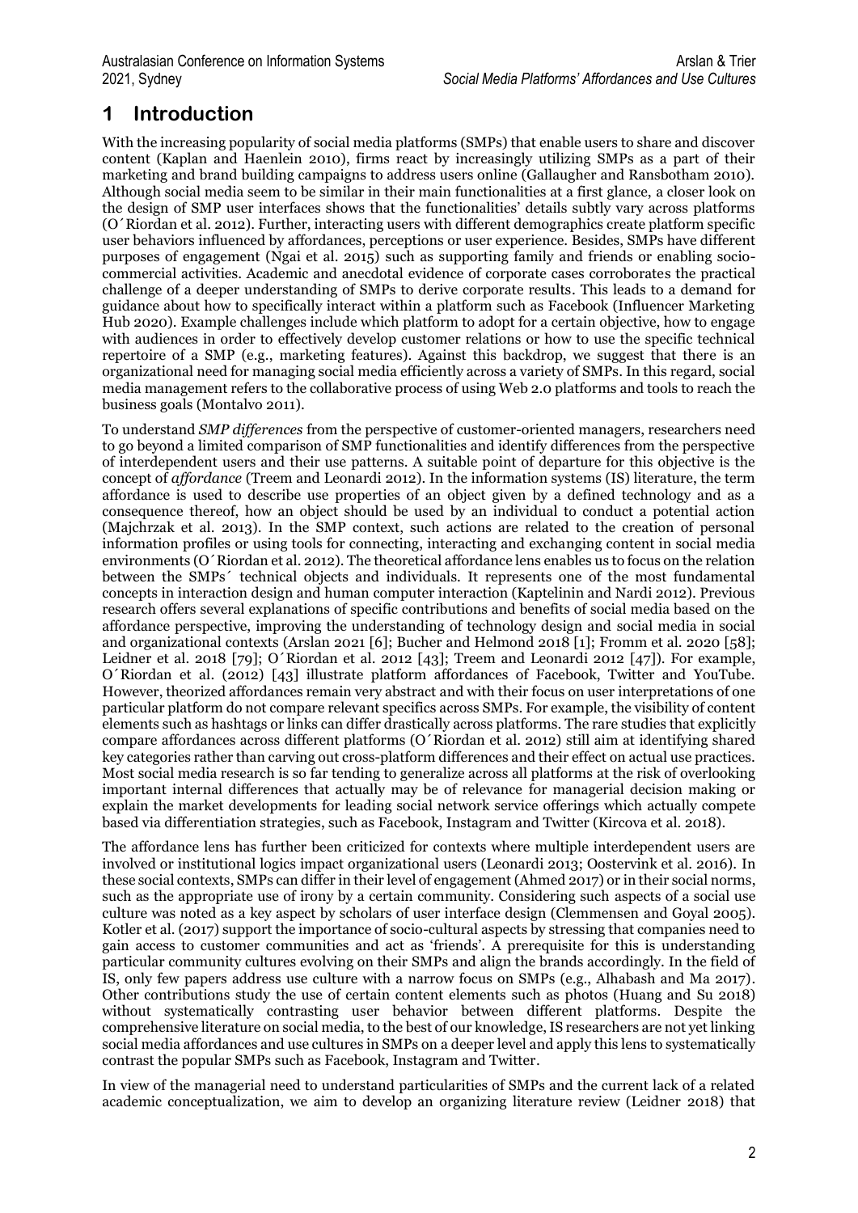# 1 Introduction

With the increasing popularity of social media platforms (SMPs) that enable users to share and discover content (Kaplan and Haenlein 2010), firms react by increasingly utilizing SMPs as a part of their marketing and brand building campaigns to address users online (Gallaugher and Ransbotham 2010). Although social media seem to be similar in their main functionalities at a first glance, a closer look on the design of SMP user interfaces shows that the functionalities' details subtly vary across platforms (O´Riordan et al. 2012). Further, interacting users with different demographics create platform specific user behaviors influenced by affordances, perceptions or user experience. Besides, SMPs have different purposes of engagement (Ngai et al. 2015) such as supporting family and friends or enabling socio-commercial activities. Academic and anecdotal evidence of corporate cases corroborates the practical challenge of a deeper understanding of SMPs to derive corporate results. This leads to a demand for guidance about how to specifically interact within a platform such as Facebook (Influencer Marketing Hub 2020). Example challenges include which platform to adopt for a certain objective, how to engage with audiences in order to effectively develop customer relations or how to use the specific technical repertoire of a SMP (e.g., marketing features). Against this backdrop, we suggest that there is an organizational need for managing social media efficiently across a variety of SMPs. In this regard, social media management refers to the collaborative process of using Web 2.0 platforms and tools to reach the business goals (Montalvo 2011).

To understand *SMP differences* from the perspective of customer-oriented managers, researchers need to go beyond a limited comparison of SMP functionalities and identify differences from the perspective of interdependent users and their use patterns. A suitable point of departure for this objective is the concept of *affordance* (Treem and Leonardi 2012). In the information systems (IS) literature, the term affordance is used to describe use properties of an object given by a defined technology and as a consequence thereof, how an object should be used by an individual to conduct a potential action (Majchrzak et al. 2013). In the SMP context, such actions are related to the creation of personal information profiles or using tools for connecting, interacting and exchanging content in social media environments (O´Riordan et al. 2012). The theoretical affordance lens enables us to focus on the relation between the SMPs´ technical objects and individuals. It represents one of the most fundamental concepts in interaction design and human computer interaction (Kaptelinin and Nardi 2012). Previous research offers several explanations of specific contributions and benefits of social media based on the affordance perspective, improving the understanding of technology design and social media in social and organizational contexts (Arslan 2021 [6]; Bucher and Helmond 2018 [1]; Fromm et al. 2020 [58]; Leidner et al. 2018 [79]; O´Riordan et al. 2012 [43]; Treem and Leonardi 2012 [47]). For example, O´Riordan et al. (2012) [43] illustrate platform affordances of Facebook, Twitter and YouTube. However, theorized affordances remain very abstract and with their focus on user interpretations of one particular platform do not compare relevant specifics across SMPs. For example, the visibility of content elements such as hashtags or links can differ drastically across platforms. The rare studies that explicitly compare affordances across different platforms (O´Riordan et al. 2012) still aim at identifying shared key categories rather than carving out cross-platform differences and their effect on actual use practices. Most social media research is so far tending to generalize across all platforms at the risk of overlooking important internal differences that actually may be of relevance for managerial decision making or explain the market developments for leading social network service offerings which actually compete based via differentiation strategies, such as Facebook, Instagram and Twitter (Kircova et al. 2018).

The affordance lens has further been criticized for contexts where multiple interdependent users are involved or institutional logics impact organizational users (Leonardi 2013; Oostervink et al. 2016). In these social contexts, SMPs can differ in their level of engagement (Ahmed 2017) or in their social norms, such as the appropriate use of irony by a certain community. Considering such aspects of a social use culture was noted as a key aspect by scholars of user interface design (Clemmensen and Goyal 2005). Kotler et al. (2017) support the importance of socio-cultural aspects by stressing that companies need to gain access to customer communities and act as 'friends'. A prerequisite for this is understanding particular community cultures evolving on their SMPs and align the brands accordingly. In the field of IS, only few papers address use culture with a narrow focus on SMPs (e.g., Alhabash and Ma 2017). Other contributions study the use of certain content elements such as photos (Huang and Su 2018) without systematically contrasting user behavior between different platforms. Despite the comprehensive literature on social media, to the best of our knowledge, IS researchers are not yet linking social media affordances and use cultures in SMPs on a deeper level and apply this lens to systematically contrast the popular SMPs such as Facebook, Instagram and Twitter.

In view of the managerial need to understand particularities of SMPs and the current lack of a related academic conceptualization, we aim to develop an organizing literature review (Leidner 2018) that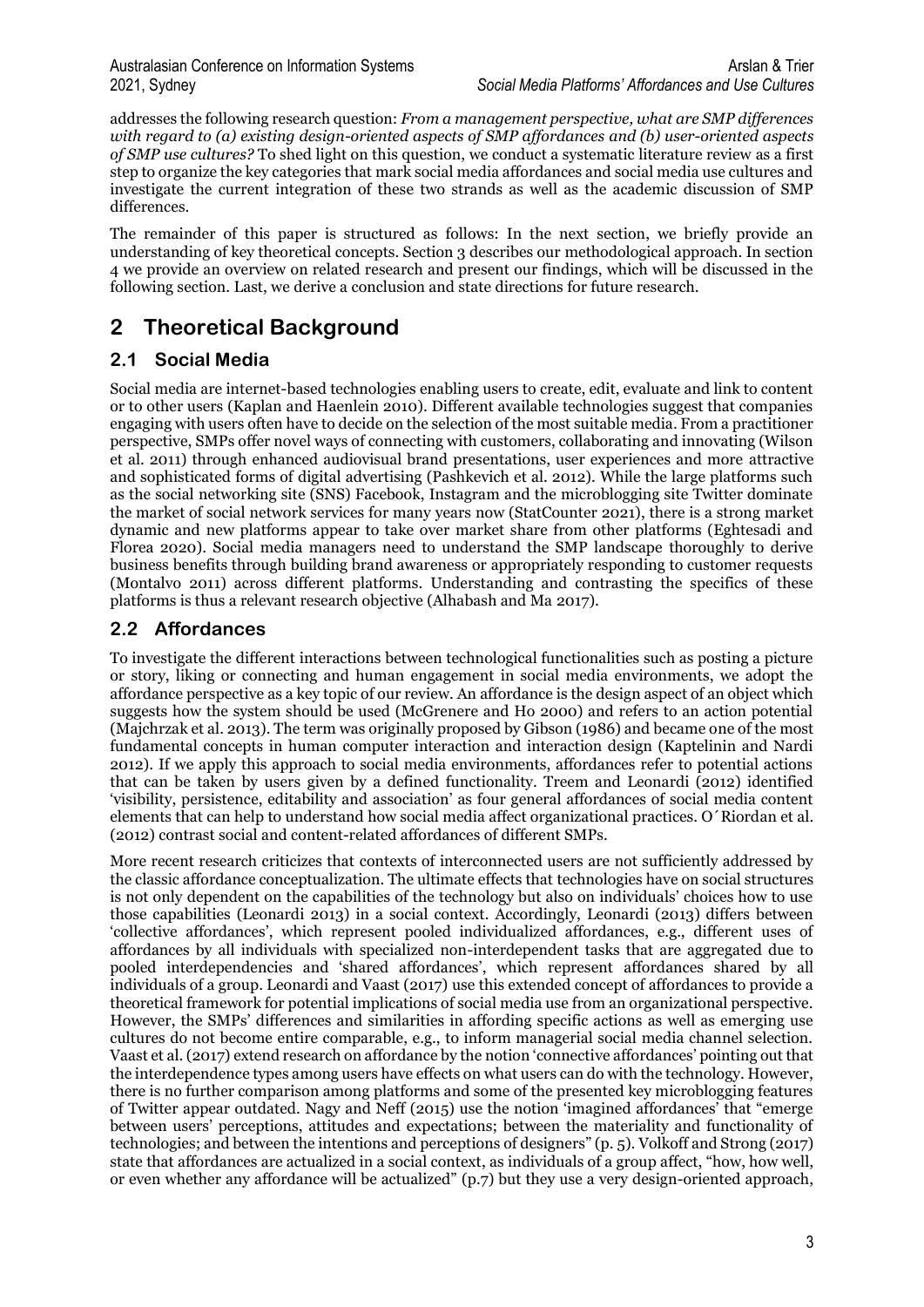addresses the following research question: *From a management perspective, what are SMP differences with regard to (a) existing design-oriented aspects of SMP affordances and (b) user-oriented aspects of SMP use cultures?* To shed light on this question, we conduct a systematic literature review as a first step to organize the key categories that mark social media affordances and social media use cultures and investigate the current integration of these two strands as well as the academic discussion of SMP differences.

The remainder of this paper is structured as follows: In the next section, we briefly provide an understanding of key theoretical concepts. Section 3 describes our methodological approach. In section 4 we provide an overview on related research and present our findings, which will be discussed in the following section. Last, we derive a conclusion and state directions for future research.

# 2 Theoretical Background

## 2.1 Social Media

Social media are internet-based technologies enabling users to create, edit, evaluate and link to content or to other users (Kaplan and Haenlein 2010). Different available technologies suggest that companies engaging with users often have to decide on the selection of the most suitable media. From a practitioner perspective, SMPs offer novel ways of connecting with customers, collaborating and innovating (Wilson et al. 2011) through enhanced audiovisual brand presentations, user experiences and more attractive and sophisticated forms of digital advertising (Pashkevich et al. 2012). While the large platforms such as the social networking site (SNS) Facebook, Instagram and the microblogging site Twitter dominate the market of social network services for many years now (StatCounter 2021), there is a strong market dynamic and new platforms appear to take over market share from other platforms (Eghtesadi and Florea 2020). Social media managers need to understand the SMP landscape thoroughly to derive business benefits through building brand awareness or appropriately responding to customer requests (Montalvo 2011) across different platforms. Understanding and contrasting the specifics of these platforms is thus a relevant research objective (Alhabash and Ma 2017).

## 2.2 Affordances

To investigate the different interactions between technological functionalities such as posting a picture or story, liking or connecting and human engagement in social media environments, we adopt the affordance perspective as a key topic of our review. An affordance is the design aspect of an object which suggests how the system should be used (McGrenere and Ho 2000) and refers to an action potential (Majchrzak et al. 2013). The term was originally proposed by Gibson (1986) and became one of the most fundamental concepts in human computer interaction and interaction design (Kaptelinin and Nardi 2012). If we apply this approach to social media environments, affordances refer to potential actions that can be taken by users given by a defined functionality. Treem and Leonardi (2012) identified 'visibility, persistence, editability and association' as four general affordances of social media content elements that can help to understand how social media affect organizational practices. O´Riordan et al. (2012) contrast social and content-related affordances of different SMPs.

More recent research criticizes that contexts of interconnected users are not sufficiently addressed by the classic affordance conceptualization. The ultimate effects that technologies have on social structures is not only dependent on the capabilities of the technology but also on individuals' choices how to use those capabilities (Leonardi 2013) in a social context. Accordingly, Leonardi (2013) differs between 'collective affordances', which represent pooled individualized affordances, e.g., different uses of affordances by all individuals with specialized non-interdependent tasks that are aggregated due to pooled interdependencies and 'shared affordances', which represent affordances shared by all individuals of a group. Leonardi and Vaast (2017) use this extended concept of affordances to provide a theoretical framework for potential implications of social media use from an organizational perspective. However, the SMPs' differences and similarities in affording specific actions as well as emerging use cultures do not become entire comparable, e.g., to inform managerial social media channel selection. Vaast et al. (2017) extend research on affordance by the notion 'connective affordances' pointing out that the interdependence types among users have effects on what users can do with the technology. However, there is no further comparison among platforms and some of the presented key microblogging features of Twitter appear outdated. Nagy and Neff (2015) use the notion 'imagined affordances' that "emerge between users' perceptions, attitudes and expectations; between the materiality and functionality of technologies; and between the intentions and perceptions of designers" (p. 5). Volkoff and Strong (2017) state that affordances are actualized in a social context, as individuals of a group affect, "how, how well, or even whether any affordance will be actualized" (p.7) but they use a very design-oriented approach,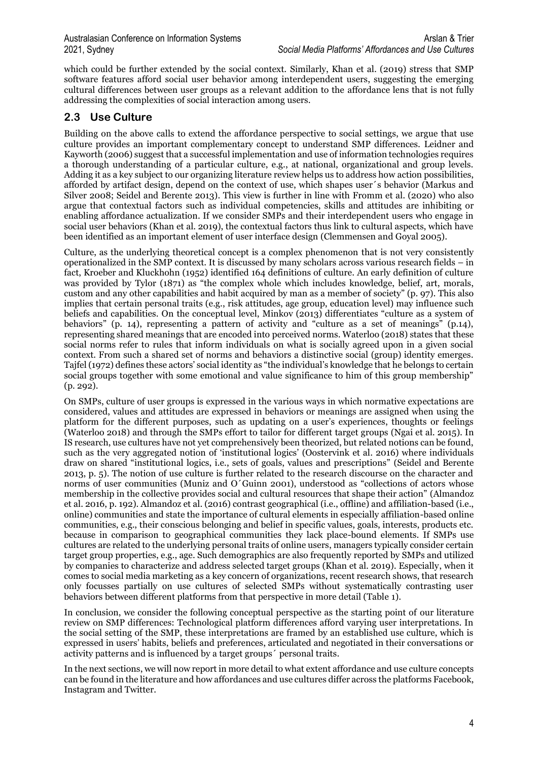which could be further extended by the social context. Similarly, Khan et al. (2019) stress that SMP software features afford social user behavior among interdependent users, suggesting the emerging cultural differences between user groups as a relevant addition to the affordance lens that is not fully addressing the complexities of social interaction among users.

## 2.3 Use Culture

Building on the above calls to extend the affordance perspective to social settings, we argue that use culture provides an important complementary concept to understand SMP differences. Leidner and Kayworth (2006) suggest that a successful implementation and use of information technologies requires a thorough understanding of a particular culture, e.g., at national, organizational and group levels. Adding it as a key subject to our organizing literature review helps us to address how action possibilities, afforded by artifact design, depend on the context of use, which shapes user´s behavior (Markus and Silver 2008; Seidel and Berente 2013). This view is further in line with Fromm et al. (2020) who also argue that contextual factors such as individual competencies, skills and attitudes are inhibiting or enabling affordance actualization. If we consider SMPs and their interdependent users who engage in social user behaviors (Khan et al. 2019), the contextual factors thus link to cultural aspects, which have been identified as an important element of user interface design (Clemmensen and Goyal 2005).

Culture, as the underlying theoretical concept is a complex phenomenon that is not very consistently operationalized in the SMP context. It is discussed by many scholars across various research fields – in fact, Kroeber and Kluckhohn (1952) identified 164 definitions of culture. An early definition of culture was provided by Tylor (1871) as "the complex whole which includes knowledge, belief, art, morals, custom and any other capabilities and habit acquired by man as a member of society" (p. 97). This also implies that certain personal traits (e.g., risk attitudes, age group, education level) may influence such beliefs and capabilities. On the conceptual level, Minkov (2013) differentiates "culture as a system of behaviors" (p. 14), representing a pattern of activity and "culture as a set of meanings" (p.14), representing shared meanings that are encoded into perceived norms. Waterloo (2018) states that these social norms refer to rules that inform individuals on what is socially agreed upon in a given social context. From such a shared set of norms and behaviors a distinctive social (group) identity emerges. Tajfel (1972) defines these actors' social identity as "the individual's knowledge that he belongs to certain social groups together with some emotional and value significance to him of this group membership" (p. 292).

On SMPs, culture of user groups is expressed in the various ways in which normative expectations are considered, values and attitudes are expressed in behaviors or meanings are assigned when using the platform for the different purposes, such as updating on a user's experiences, thoughts or feelings (Waterloo 2018) and through the SMPs effort to tailor for different target groups (Ngai et al. 2015). In IS research, use cultures have not yet comprehensively been theorized, but related notions can be found, such as the very aggregated notion of 'institutional logics' (Oostervink et al. 2016) where individuals draw on shared "institutional logics, i.e., sets of goals, values and prescriptions" (Seidel and Berente 2013, p. 5). The notion of use culture is further related to the research discourse on the character and norms of user communities (Muniz and O´Guinn 2001), understood as "collections of actors whose membership in the collective provides social and cultural resources that shape their action" (Almandoz et al. 2016, p. 192). Almandoz et al. (2016) contrast geographical (i.e., offline) and affiliation-based (i.e., online) communities and state the importance of cultural elements in especially affiliation-based online communities, e.g., their conscious belonging and belief in specific values, goals, interests, products etc. because in comparison to geographical communities they lack place-bound elements. If SMPs use cultures are related to the underlying personal traits of online users, managers typically consider certain target group properties, e.g., age. Such demographics are also frequently reported by SMPs and utilized by companies to characterize and address selected target groups (Khan et al. 2019). Especially, when it comes to social media marketing as a key concern of organizations, recent research shows, that research only focusses partially on use cultures of selected SMPs without systematically contrasting user behaviors between different platforms from that perspective in more detail (Table 1).

In conclusion, we consider the following conceptual perspective as the starting point of our literature review on SMP differences: Technological platform differences afford varying user interpretations. In the social setting of the SMP, these interpretations are framed by an established use culture, which is expressed in users' habits, beliefs and preferences, articulated and negotiated in their conversations or activity patterns and is influenced by a target groups´ personal traits.

In the next sections, we will now report in more detail to what extent affordance and use culture concepts can be found in the literature and how affordances and use cultures differ across the platforms Facebook, Instagram and Twitter.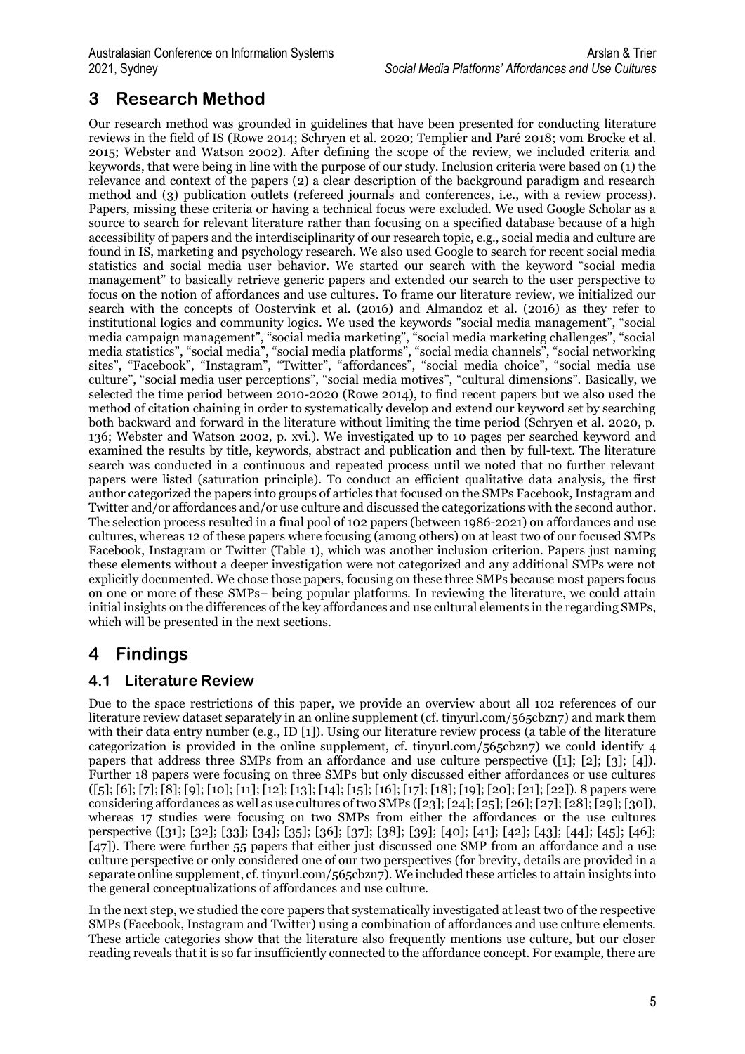# 3 Research Method

Our research method was grounded in guidelines that have been presented for conducting literature reviews in the field of IS (Rowe 2014; Schryen et al. 2020; Templier and Paré 2018; vom Brocke et al. 2015; Webster and Watson 2002). After defining the scope of the review, we included criteria and keywords, that were being in line with the purpose of our study. Inclusion criteria were based on (1) the relevance and context of the papers (2) a clear description of the background paradigm and research method and (3) publication outlets (refereed journals and conferences, i.e., with a review process). Papers, missing these criteria or having a technical focus were excluded. We used Google Scholar as a source to search for relevant literature rather than focusing on a specified database because of a high accessibility of papers and the interdisciplinarity of our research topic, e.g., social media and culture are found in IS, marketing and psychology research. We also used Google to search for recent social media statistics and social media user behavior. We started our search with the keyword "social media management" to basically retrieve generic papers and extended our search to the user perspective to focus on the notion of affordances and use cultures. To frame our literature review, we initialized our search with the concepts of Oostervink et al. (2016) and Almandoz et al. (2016) as they refer to institutional logics and community logics. We used the keywords "social media management", "social media campaign management", "social media marketing", "social media marketing challenges", "social media statistics", "social media", "social media platforms", "social media channels", "social networking sites", "Facebook", "Instagram", "Twitter", "affordances", "social media choice", "social media use culture", "social media user perceptions", "social media motives", "cultural dimensions". Basically, we selected the time period between 2010-2020 (Rowe 2014), to find recent papers but we also used the method of citation chaining in order to systematically develop and extend our keyword set by searching both backward and forward in the literature without limiting the time period (Schryen et al. 2020, p. 136; Webster and Watson 2002, p. xvi.). We investigated up to 10 pages per searched keyword and examined the results by title, keywords, abstract and publication and then by full-text. The literature search was conducted in a continuous and repeated process until we noted that no further relevant papers were listed (saturation principle). To conduct an efficient qualitative data analysis, the first author categorized the papers into groups of articles that focused on the SMPs Facebook, Instagram and Twitter and/or affordances and/or use culture and discussed the categorizations with the second author. The selection process resulted in a final pool of 102 papers (between 1986-2021) on affordances and use cultures, whereas 12 of these papers where focusing (among others) on at least two of our focused SMPs Facebook, Instagram or Twitter (Table 1), which was another inclusion criterion. Papers just naming these elements without a deeper investigation were not categorized and any additional SMPs were not explicitly documented. We chose those papers, focusing on these three SMPs because most papers focus on one or more of these SMPs– being popular platforms. In reviewing the literature, we could attain initial insights on the differences of the key affordances and use cultural elements in the regarding SMPs, which will be presented in the next sections.

# 4 Findings

## 4.1 Literature Review

Due to the space restrictions of this paper, we provide an overview about all 102 references of our literature review dataset separately in an online supplement (cf. tinyurl.com/565cbzn7) and mark them with their data entry number (e.g., ID [1]). Using our literature review process (a table of the literature categorization is provided in the online supplement, cf. tinyurl.com/565cbzn7) we could identify 4 papers that address three SMPs from an affordance and use culture perspective ([1]; [2]; [3]; [4]). Further 18 papers were focusing on three SMPs but only discussed either affordances or use cultures ([5]; [6]; [7]; [8]; [9]; [10]; [11]; [12]; [13]; [14]; [15]; [16]; [17]; [18]; [19]; [20]; [21]; [22]). 8 papers were considering affordances as well as use cultures of two SMPs ([23]; [24]; [25]; [26]; [27]; [28]; [29]; [30]), whereas 17 studies were focusing on two SMPs from either the affordances or the use cultures perspective ([31]; [32]; [33]; [34]; [35]; [36]; [37]; [38]; [39]; [40]; [41]; [42]; [43]; [44]; [45]; [46]; [47]). There were further 55 papers that either just discussed one SMP from an affordance and a use culture perspective or only considered one of our two perspectives (for brevity, details are provided in a separate online supplement, cf. tinyurl.com/565cbzn7). We included these articles to attain insights into the general conceptualizations of affordances and use culture.

In the next step, we studied the core papers that systematically investigated at least two of the respective SMPs (Facebook, Instagram and Twitter) using a combination of affordances and use culture elements. These article categories show that the literature also frequently mentions use culture, but our closer reading reveals that it is so far insufficiently connected to the affordance concept. For example, there are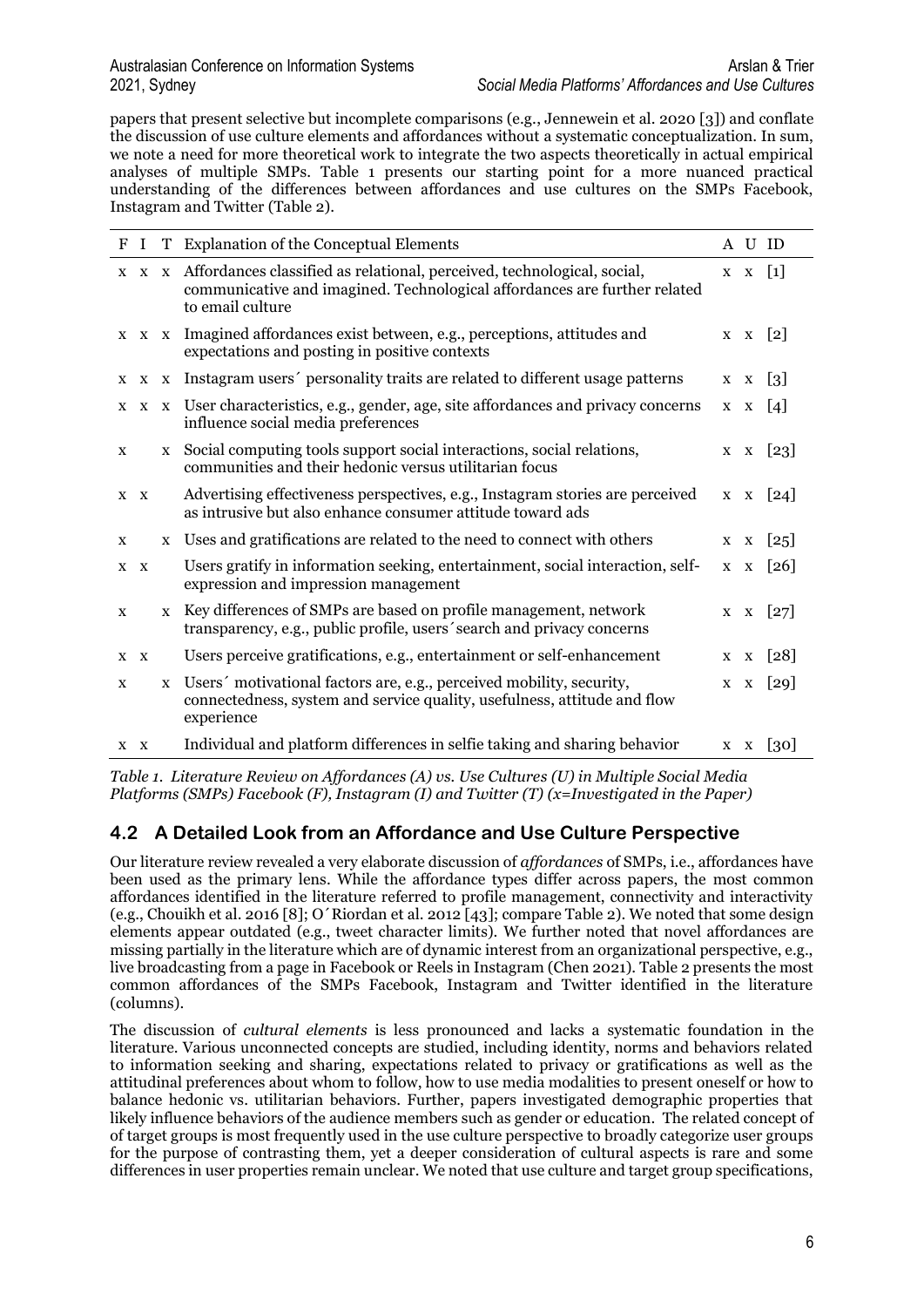papers that present selective but incomplete comparisons (e.g., Jennewein et al. 2020 [3]) and conflate the discussion of use culture elements and affordances without a systematic conceptualization. In sum, we note a need for more theoretical work to integrate the two aspects theoretically in actual empirical analyses of multiple SMPs. Table 1 presents our starting point for a more nuanced practical understanding of the differences between affordances and use cultures on the SMPs Facebook, Instagram and Twitter (Table 2).

| F | I | T | Explanation of the Conceptual Elements | A | U | ID |
|---|---|---|---|---|---|---|
| x | x | x | Affordances classified as relational, perceived, technological, social, communicative and imagined. Technological affordances are further related to email culture | x | x | [1] |
| x | x | x | Imagined affordances exist between, e.g., perceptions, attitudes and expectations and posting in positive contexts | x | x | [2] |
| x | x | x | Instagram users´ personality traits are related to different usage patterns | x | x | [3] |
| x | x | x | User characteristics, e.g., gender, age, site affordances and privacy concerns influence social media preferences | x | x | [4] |
| x | | x | Social computing tools support social interactions, social relations, communities and their hedonic versus utilitarian focus | x | x | [23] |
| x | x | | Advertising effectiveness perspectives, e.g., Instagram stories are perceived as intrusive but also enhance consumer attitude toward ads | x | x | [24] |
| x | | x | Uses and gratifications are related to the need to connect with others | x | x | [25] |
| x | x | | Users gratify in information seeking, entertainment, social interaction, self-expression and impression management | x | x | [26] |
| x | | x | Key differences of SMPs are based on profile management, network transparency, e.g., public profile, users´search and privacy concerns | x | x | [27] |
| x | x | | Users perceive gratifications, e.g., entertainment or self-enhancement | x | x | [28] |
| x | | x | Users´ motivational factors are, e.g., perceived mobility, security, connectedness, system and service quality, usefulness, attitude and flow experience | x | x | [29] |
| x | x | | Individual and platform differences in selfie taking and sharing behavior | x | x | [30] |

*Table 1. Literature Review on Affordances (A) vs. Use Cultures (U) in Multiple Social Media Platforms (SMPs) Facebook (F), Instagram (I) and Twitter (T) (x=Investigated in the Paper)*

## 4.2 A Detailed Look from an Affordance and Use Culture Perspective

Our literature review revealed a very elaborate discussion of *affordances* of SMPs, i.e., affordances have been used as the primary lens. While the affordance types differ across papers, the most common affordances identified in the literature referred to profile management, connectivity and interactivity (e.g., Chouikh et al. 2016 [8]; O´Riordan et al. 2012 [43]; compare Table 2). We noted that some design elements appear outdated (e.g., tweet character limits). We further noted that novel affordances are missing partially in the literature which are of dynamic interest from an organizational perspective, e.g., live broadcasting from a page in Facebook or Reels in Instagram (Chen 2021). Table 2 presents the most common affordances of the SMPs Facebook, Instagram and Twitter identified in the literature (columns).

The discussion of *cultural elements* is less pronounced and lacks a systematic foundation in the literature. Various unconnected concepts are studied, including identity, norms and behaviors related to information seeking and sharing, expectations related to privacy or gratifications as well as the attitudinal preferences about whom to follow, how to use media modalities to present oneself or how to balance hedonic vs. utilitarian behaviors. Further, papers investigated demographic properties that likely influence behaviors of the audience members such as gender or education. The related concept of of target groups is most frequently used in the use culture perspective to broadly categorize user groups for the purpose of contrasting them, yet a deeper consideration of cultural aspects is rare and some differences in user properties remain unclear. We noted that use culture and target group specifications,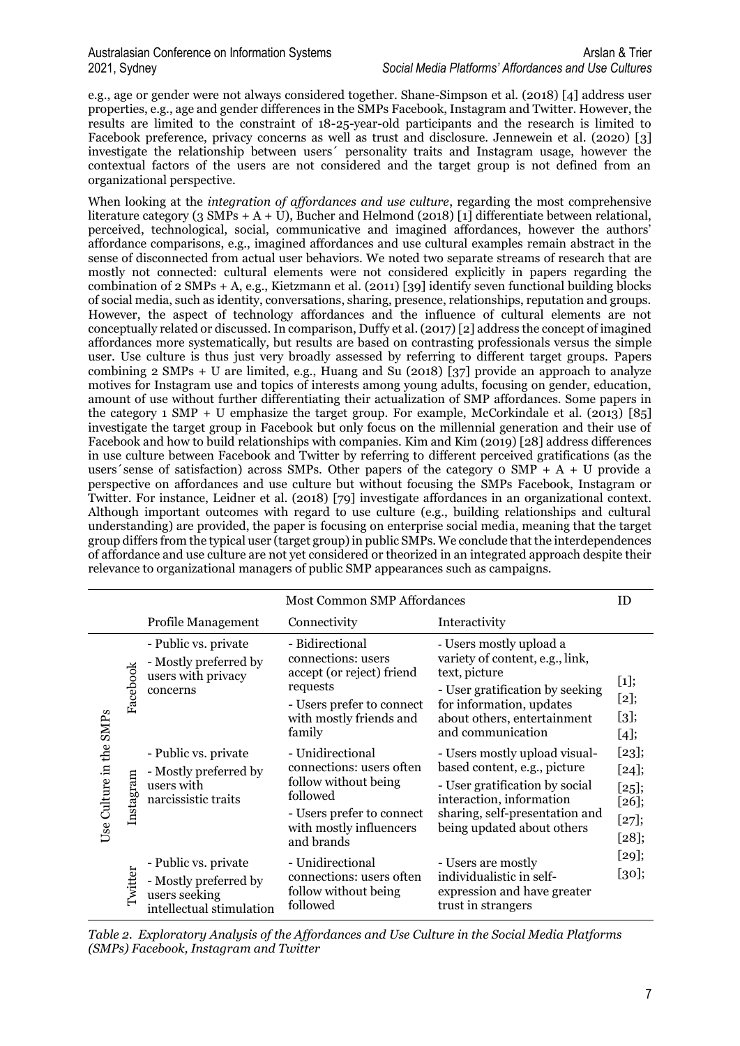e.g., age or gender were not always considered together. Shane-Simpson et al. (2018) [4] address user properties, e.g., age and gender differences in the SMPs Facebook, Instagram and Twitter. However, the results are limited to the constraint of 18-25-year-old participants and the research is limited to Facebook preference, privacy concerns as well as trust and disclosure. Jennewein et al. (2020) [3] investigate the relationship between users´ personality traits and Instagram usage, however the contextual factors of the users are not considered and the target group is not defined from an organizational perspective.

When looking at the *integration of affordances and use culture*, regarding the most comprehensive literature category (3 SMPs + A + U), Bucher and Helmond (2018) [1] differentiate between relational, perceived, technological, social, communicative and imagined affordances, however the authors' affordance comparisons, e.g., imagined affordances and use cultural examples remain abstract in the sense of disconnected from actual user behaviors. We noted two separate streams of research that are mostly not connected: cultural elements were not considered explicitly in papers regarding the combination of 2 SMPs + A, e.g., Kietzmann et al. (2011) [39] identify seven functional building blocks of social media, such as identity, conversations, sharing, presence, relationships, reputation and groups. However, the aspect of technology affordances and the influence of cultural elements are not conceptually related or discussed. In comparison, Duffy et al. (2017) [2] address the concept of imagined affordances more systematically, but results are based on contrasting professionals versus the simple user. Use culture is thus just very broadly assessed by referring to different target groups. Papers combining 2 SMPs + U are limited, e.g., Huang and Su (2018) [37] provide an approach to analyze motives for Instagram use and topics of interests among young adults, focusing on gender, education, amount of use without further differentiating their actualization of SMP affordances. Some papers in the category 1 SMP + U emphasize the target group. For example, McCorkindale et al. (2013) [85] investigate the target group in Facebook but only focus on the millennial generation and their use of Facebook and how to build relationships with companies. Kim and Kim (2019) [28] address differences in use culture between Facebook and Twitter by referring to different perceived gratifications (as the users´sense of satisfaction) across SMPs. Other papers of the category 0 SMP + A + U provide a perspective on affordances and use culture but without focusing the SMPs Facebook, Instagram or Twitter. For instance, Leidner et al. (2018) [79] investigate affordances in an organizational context. Although important outcomes with regard to use culture (e.g., building relationships and cultural understanding) are provided, the paper is focusing on enterprise social media, meaning that the target group differs from the typical user (target group) in public SMPs. We conclude that the interdependences of affordance and use culture are not yet considered or theorized in an integrated approach despite their relevance to organizational managers of public SMP appearances such as campaigns.

| | | Most Common SMP Affordances | | | ID |
|---|---|---|---|---|---|
| | | Profile Management | Connectivity | Interactivity | |
| Use Culture in the SMPs | Facebook | - Public vs. private<br>- Mostly preferred by users with privacy concerns | - Bidirectional connections: users accept (or reject) friend requests<br>- Users prefer to connect with mostly friends and family | - Users mostly upload a variety of content, e.g., link, text, picture<br>- User gratification by seeking for information, updates about others, entertainment and communication | [1]; [2]; [3]; [4]; [23]; [24]; [25]; [26]; [27]; [28]; [29]; [30]; |
| | Instagram | - Public vs. private<br>- Mostly preferred by users with narcissistic traits | - Unidirectional connections: users often follow without being followed<br>- Users prefer to connect with mostly influencers and brands | - Users mostly upload visual-based content, e.g., picture<br>- User gratification by social interaction, information sharing, self-presentation and being updated about others | |
| | Twitter | - Public vs. private<br>- Mostly preferred by users seeking intellectual stimulation | - Unidirectional connections: users often follow without being followed | - Users are mostly individualistic in self-expression and have greater trust in strangers | |

*Table 2. Exploratory Analysis of the Affordances and Use Culture in the Social Media Platforms (SMPs) Facebook, Instagram and Twitter*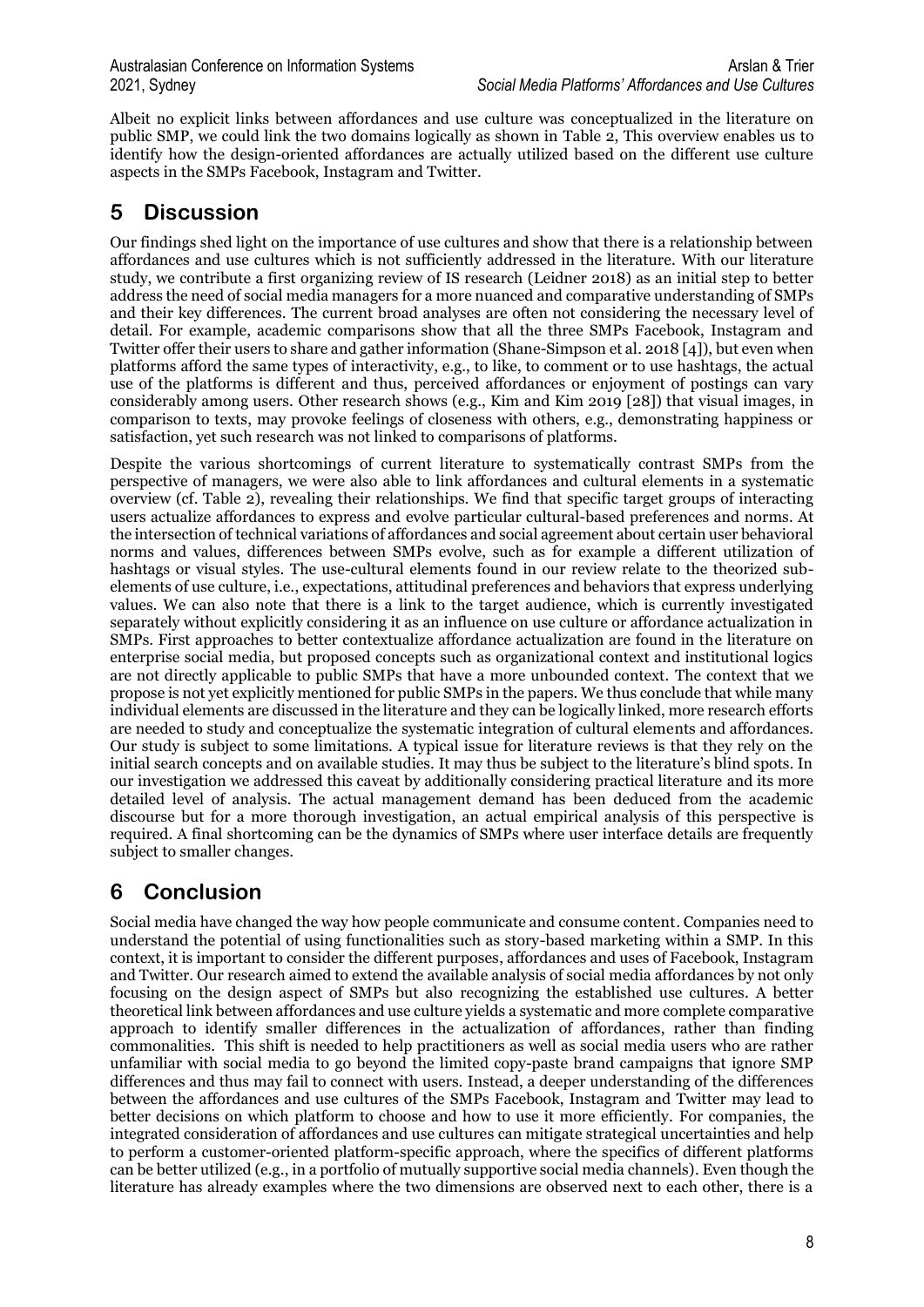Albeit no explicit links between affordances and use culture was conceptualized in the literature on public SMP, we could link the two domains logically as shown in Table 2, This overview enables us to identify how the design-oriented affordances are actually utilized based on the different use culture aspects in the SMPs Facebook, Instagram and Twitter.

# 5 Discussion

Our findings shed light on the importance of use cultures and show that there is a relationship between affordances and use cultures which is not sufficiently addressed in the literature. With our literature study, we contribute a first organizing review of IS research (Leidner 2018) as an initial step to better address the need of social media managers for a more nuanced and comparative understanding of SMPs and their key differences. The current broad analyses are often not considering the necessary level of detail. For example, academic comparisons show that all the three SMPs Facebook, Instagram and Twitter offer their users to share and gather information (Shane-Simpson et al. 2018 [4]), but even when platforms afford the same types of interactivity, e.g., to like, to comment or to use hashtags, the actual use of the platforms is different and thus, perceived affordances or enjoyment of postings can vary considerably among users. Other research shows (e.g., Kim and Kim 2019 [28]) that visual images, in comparison to texts, may provoke feelings of closeness with others, e.g., demonstrating happiness or satisfaction, yet such research was not linked to comparisons of platforms.

Despite the various shortcomings of current literature to systematically contrast SMPs from the perspective of managers, we were also able to link affordances and cultural elements in a systematic overview (cf. Table 2), revealing their relationships. We find that specific target groups of interacting users actualize affordances to express and evolve particular cultural-based preferences and norms. At the intersection of technical variations of affordances and social agreement about certain user behavioral norms and values, differences between SMPs evolve, such as for example a different utilization of hashtags or visual styles. The use-cultural elements found in our review relate to the theorized sub-elements of use culture, i.e., expectations, attitudinal preferences and behaviors that express underlying values. We can also note that there is a link to the target audience, which is currently investigated separately without explicitly considering it as an influence on use culture or affordance actualization in SMPs. First approaches to better contextualize affordance actualization are found in the literature on enterprise social media, but proposed concepts such as organizational context and institutional logics are not directly applicable to public SMPs that have a more unbounded context. The context that we propose is not yet explicitly mentioned for public SMPs in the papers. We thus conclude that while many individual elements are discussed in the literature and they can be logically linked, more research efforts are needed to study and conceptualize the systematic integration of cultural elements and affordances. Our study is subject to some limitations. A typical issue for literature reviews is that they rely on the initial search concepts and on available studies. It may thus be subject to the literature's blind spots. In our investigation we addressed this caveat by additionally considering practical literature and its more detailed level of analysis. The actual management demand has been deduced from the academic discourse but for a more thorough investigation, an actual empirical analysis of this perspective is required. A final shortcoming can be the dynamics of SMPs where user interface details are frequently subject to smaller changes.

# 6 Conclusion

Social media have changed the way how people communicate and consume content. Companies need to understand the potential of using functionalities such as story-based marketing within a SMP. In this context, it is important to consider the different purposes, affordances and uses of Facebook, Instagram and Twitter. Our research aimed to extend the available analysis of social media affordances by not only focusing on the design aspect of SMPs but also recognizing the established use cultures. A better theoretical link between affordances and use culture yields a systematic and more complete comparative approach to identify smaller differences in the actualization of affordances, rather than finding commonalities. This shift is needed to help practitioners as well as social media users who are rather unfamiliar with social media to go beyond the limited copy-paste brand campaigns that ignore SMP differences and thus may fail to connect with users. Instead, a deeper understanding of the differences between the affordances and use cultures of the SMPs Facebook, Instagram and Twitter may lead to better decisions on which platform to choose and how to use it more efficiently. For companies, the integrated consideration of affordances and use cultures can mitigate strategical uncertainties and help to perform a customer-oriented platform-specific approach, where the specifics of different platforms can be better utilized (e.g., in a portfolio of mutually supportive social media channels). Even though the literature has already examples where the two dimensions are observed next to each other, there is a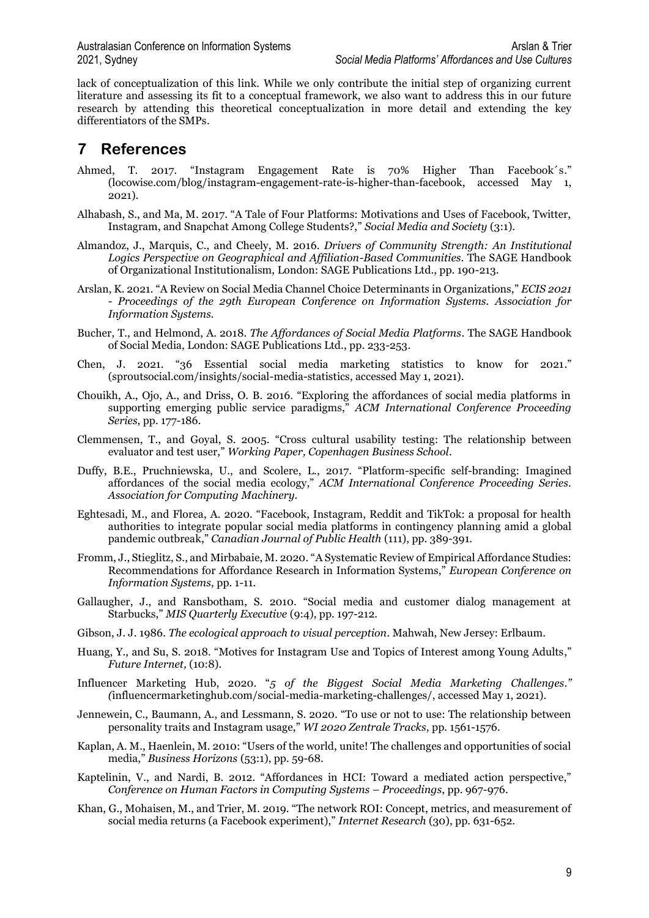lack of conceptualization of this link. While we only contribute the initial step of organizing current literature and assessing its fit to a conceptual framework, we also want to address this in our future research by attending this theoretical conceptualization in more detail and extending the key differentiators of the SMPs.

# 7 References

Ahmed, T. 2017. "Instagram Engagement Rate is 70% Higher Than Facebook´s." (locowise.com/blog/instagram-engagement-rate-is-higher-than-facebook, accessed May 1, 2021).

Alhabash, S., and Ma, M. 2017. "A Tale of Four Platforms: Motivations and Uses of Facebook, Twitter, Instagram, and Snapchat Among College Students?," *Social Media and Society* (3:1).

Almandoz, J., Marquis, C., and Cheely, M. 2016. *Drivers of Community Strength: An Institutional Logics Perspective on Geographical and Affiliation-Based Communities*. The SAGE Handbook of Organizational Institutionalism, London: SAGE Publications Ltd., pp. 190-213.

Arslan, K. 2021. "A Review on Social Media Channel Choice Determinants in Organizations," *ECIS 2021 - Proceedings of the 29th European Conference on Information Systems. Association for Information Systems.*

Bucher, T., and Helmond, A. 2018. *The Affordances of Social Media Platforms*. The SAGE Handbook of Social Media, London: SAGE Publications Ltd., pp. 233-253.

Chen, J. 2021. "36 Essential social media marketing statistics to know for 2021." (sproutsocial.com/insights/social-media-statistics, accessed May 1, 2021).

Chouikh, A., Ojo, A., and Driss, O. B. 2016. "Exploring the affordances of social media platforms in supporting emerging public service paradigms," *ACM International Conference Proceeding Series*, pp. 177-186.

Clemmensen, T., and Goyal, S. 2005. "Cross cultural usability testing: The relationship between evaluator and test user," *Working Paper, Copenhagen Business School*.

Duffy, B.E., Pruchniewska, U., and Scolere, L., 2017. "Platform-specific self-branding: Imagined affordances of the social media ecology," *ACM International Conference Proceeding Series. Association for Computing Machinery.*

Eghtesadi, M., and Florea, A. 2020. "Facebook, Instagram, Reddit and TikTok: a proposal for health authorities to integrate popular social media platforms in contingency planning amid a global pandemic outbreak," *Canadian Journal of Public Health* (111), pp. 389-391.

Fromm, J., Stieglitz, S., and Mirbabaie, M. 2020. "A Systematic Review of Empirical Affordance Studies: Recommendations for Affordance Research in Information Systems," *European Conference on Information Systems*, pp. 1-11.

Gallaugher, J., and Ransbotham, S. 2010. "Social media and customer dialog management at Starbucks," *MIS Quarterly Executive* (9:4), pp. 197-212.

Gibson, J. J. 1986. *The ecological approach to visual perception*. Mahwah, New Jersey: Erlbaum.

Huang, Y., and Su, S. 2018. "Motives for Instagram Use and Topics of Interest among Young Adults," *Future Internet,* (10:8).

Influencer Marketing Hub, 2020. "*5 of the Biggest Social Media Marketing Challenges*." *(*influencermarketinghub.com/social-media-marketing-challenges/, accessed May 1, 2021).

Jennewein, C., Baumann, A., and Lessmann, S. 2020. "To use or not to use: The relationship between personality traits and Instagram usage," *WI 2020 Zentrale Tracks*, pp. 1561-1576.

Kaplan, A. M., Haenlein, M. 2010: "Users of the world, unite! The challenges and opportunities of social media," *Business Horizons* (53:1), pp. 59-68.

Kaptelinin, V., and Nardi, B. 2012. "Affordances in HCI: Toward a mediated action perspective," *Conference on Human Factors in Computing Systems – Proceedings*, pp. 967-976.

Khan, G., Mohaisen, M., and Trier, M. 2019. "The network ROI: Concept, metrics, and measurement of social media returns (a Facebook experiment)," *Internet Research* (30), pp. 631-652.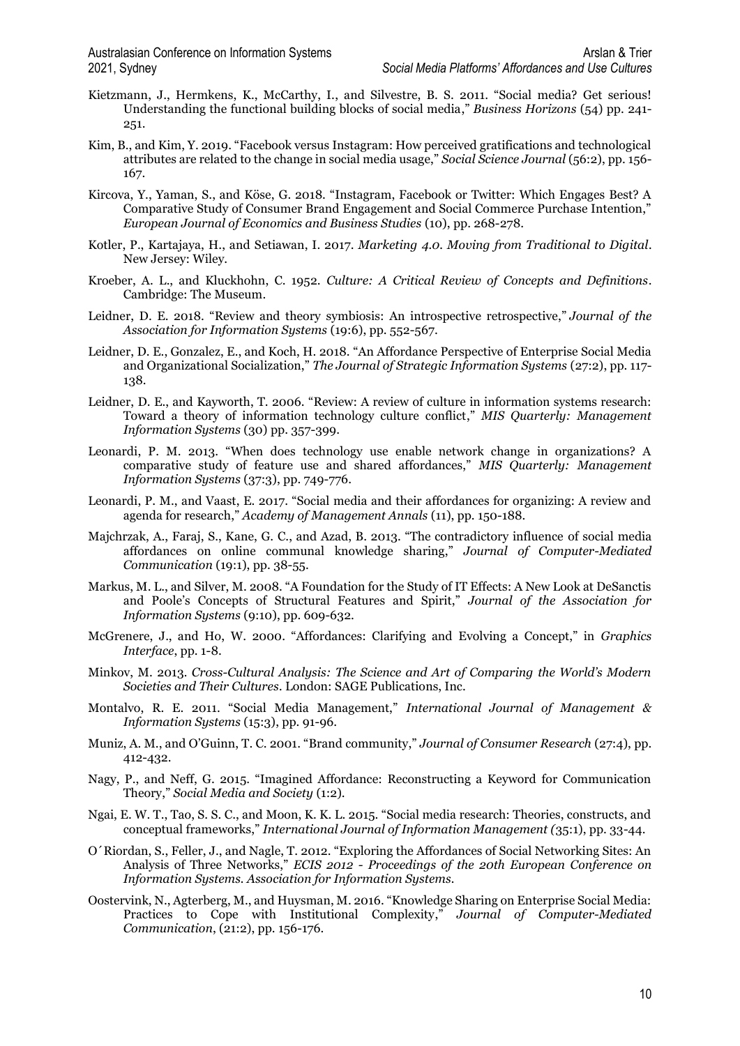Kietzmann, J., Hermkens, K., McCarthy, I., and Silvestre, B. S. 2011. "Social media? Get serious! Understanding the functional building blocks of social media," *Business Horizons* (54) pp. 241-251.

Kim, B., and Kim, Y. 2019. "Facebook versus Instagram: How perceived gratifications and technological attributes are related to the change in social media usage," *Social Science Journal* (56:2), pp. 156-167.

Kircova, Y., Yaman, S., and Köse, G. 2018. "Instagram, Facebook or Twitter: Which Engages Best? A Comparative Study of Consumer Brand Engagement and Social Commerce Purchase Intention," *European Journal of Economics and Business Studies* (10), pp. 268-278.

Kotler, P., Kartajaya, H., and Setiawan, I. 2017. *Marketing 4.0. Moving from Traditional to Digital*. New Jersey: Wiley.

Kroeber, A. L., and Kluckhohn, C. 1952. *Culture: A Critical Review of Concepts and Definitions*. Cambridge: The Museum.

Leidner, D. E. 2018. "Review and theory symbiosis: An introspective retrospective," *Journal of the Association for Information Systems* (19:6), pp. 552-567.

Leidner, D. E., Gonzalez, E., and Koch, H. 2018. "An Affordance Perspective of Enterprise Social Media and Organizational Socialization," *The Journal of Strategic Information Systems* (27:2), pp. 117-138.

Leidner, D. E., and Kayworth, T. 2006. "Review: A review of culture in information systems research: Toward a theory of information technology culture conflict," *MIS Quarterly: Management Information Systems* (30) pp. 357-399.

Leonardi, P. M. 2013. "When does technology use enable network change in organizations? A comparative study of feature use and shared affordances," *MIS Quarterly: Management Information Systems* (37:3), pp. 749-776.

Leonardi, P. M., and Vaast, E. 2017. "Social media and their affordances for organizing: A review and agenda for research," *Academy of Management Annals* (11), pp. 150-188.

Majchrzak, A., Faraj, S., Kane, G. C., and Azad, B. 2013. "The contradictory influence of social media affordances on online communal knowledge sharing," *Journal of Computer-Mediated Communication* (19:1), pp. 38-55.

Markus, M. L., and Silver, M. 2008. "A Foundation for the Study of IT Effects: A New Look at DeSanctis and Poole's Concepts of Structural Features and Spirit," *Journal of the Association for Information Systems* (9:10), pp. 609-632.

McGrenere, J., and Ho, W. 2000. "Affordances: Clarifying and Evolving a Concept," in *Graphics Interface*, pp. 1-8.

Minkov, M. 2013. *Cross-Cultural Analysis: The Science and Art of Comparing the World's Modern Societies and Their Cultures*. London: SAGE Publications, Inc.

Montalvo, R. E. 2011. "Social Media Management," *International Journal of Management & Information Systems* (15:3), pp. 91-96.

Muniz, A. M., and O'Guinn, T. C. 2001. "Brand community," *Journal of Consumer Research* (27:4), pp. 412-432.

Nagy, P., and Neff, G. 2015. "Imagined Affordance: Reconstructing a Keyword for Communication Theory," *Social Media and Society* (1:2).

Ngai, E. W. T., Tao, S. S. C., and Moon, K. K. L. 2015. "Social media research: Theories, constructs, and conceptual frameworks," *International Journal of Information Management (*35:1), pp. 33-44.

O´Riordan, S., Feller, J., and Nagle, T. 2012. "Exploring the Affordances of Social Networking Sites: An Analysis of Three Networks," *ECIS 2012 - Proceedings of the 20th European Conference on Information Systems. Association for Information Systems.*

Oostervink, N., Agterberg, M., and Huysman, M. 2016. "Knowledge Sharing on Enterprise Social Media: Practices to Cope with Institutional Complexity," *Journal of Computer-Mediated Communication*, (21:2), pp. 156-176.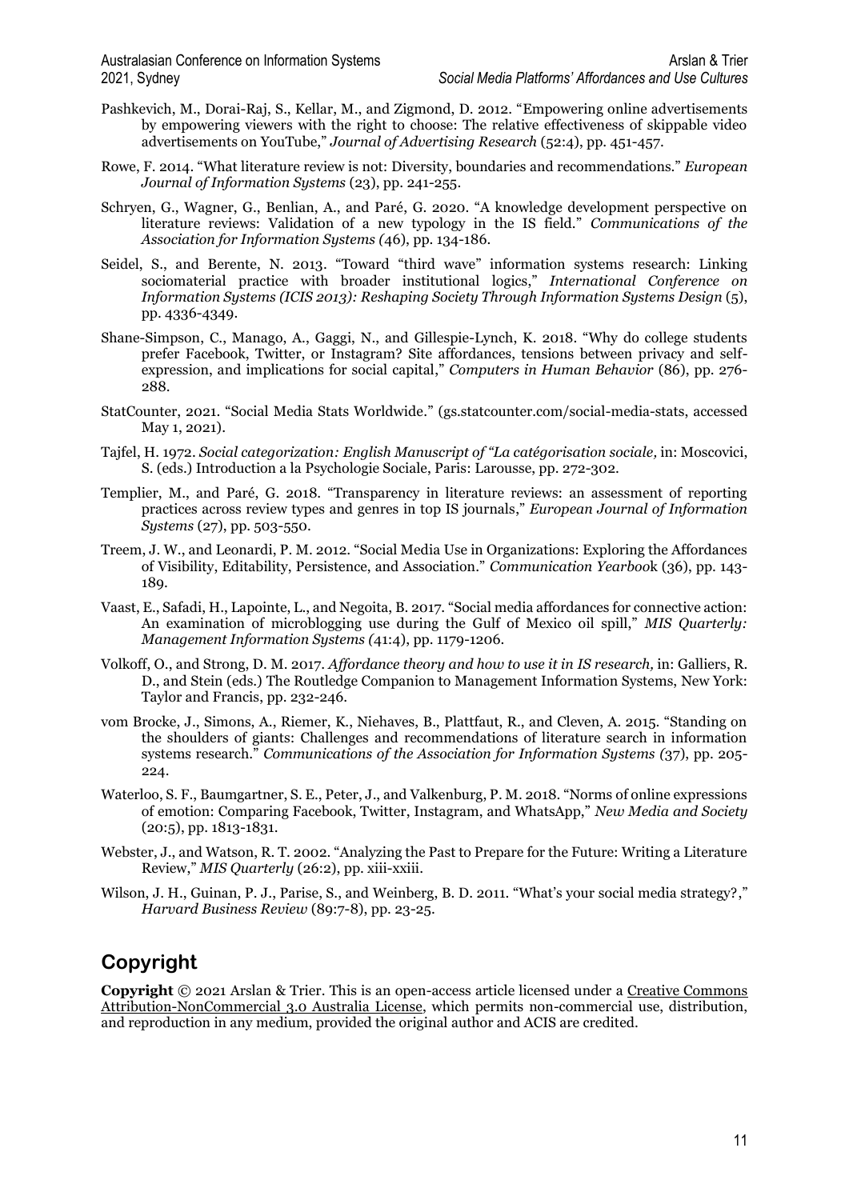Pashkevich, M., Dorai-Raj, S., Kellar, M., and Zigmond, D. 2012. "Empowering online advertisements by empowering viewers with the right to choose: The relative effectiveness of skippable video advertisements on YouTube," *Journal of Advertising Research* (52:4), pp. 451-457.

Rowe, F. 2014. "What literature review is not: Diversity, boundaries and recommendations." *European Journal of Information Systems* (23), pp. 241-255.

Schryen, G., Wagner, G., Benlian, A., and Paré, G. 2020. "A knowledge development perspective on literature reviews: Validation of a new typology in the IS field." *Communications of the Association for Information Systems (*46), pp. 134-186.

Seidel, S., and Berente, N. 2013. "Toward "third wave" information systems research: Linking sociomaterial practice with broader institutional logics," *International Conference on Information Systems (ICIS 2013): Reshaping Society Through Information Systems Design* (5), pp. 4336-4349.

Shane-Simpson, C., Manago, A., Gaggi, N., and Gillespie-Lynch, K. 2018. "Why do college students prefer Facebook, Twitter, or Instagram? Site affordances, tensions between privacy and self-expression, and implications for social capital," *Computers in Human Behavior* (86), pp. 276-288.

StatCounter, 2021. "Social Media Stats Worldwide." (gs.statcounter.com/social-media-stats, accessed May 1, 2021).

Tajfel, H. 1972. *Social categorization: English Manuscript of "La catégorisation sociale,* in: Moscovici, S. (eds.) Introduction a la Psychologie Sociale, Paris: Larousse, pp. 272-302.

Templier, M., and Paré, G. 2018. "Transparency in literature reviews: an assessment of reporting practices across review types and genres in top IS journals," *European Journal of Information Systems* (27), pp. 503-550.

Treem, J. W., and Leonardi, P. M. 2012. "Social Media Use in Organizations: Exploring the Affordances of Visibility, Editability, Persistence, and Association." *Communication Yearbook* (36), pp. 143-189.

Vaast, E., Safadi, H., Lapointe, L., and Negoita, B. 2017. "Social media affordances for connective action: An examination of microblogging use during the Gulf of Mexico oil spill," *MIS Quarterly: Management Information Systems (*41:4), pp. 1179-1206.

Volkoff, O., and Strong, D. M. 2017. *Affordance theory and how to use it in IS research,* in: Galliers, R. D., and Stein (eds.) The Routledge Companion to Management Information Systems, New York: Taylor and Francis, pp. 232-246.

vom Brocke, J., Simons, A., Riemer, K., Niehaves, B., Plattfaut, R., and Cleven, A. 2015. "Standing on the shoulders of giants: Challenges and recommendations of literature search in information systems research." *Communications of the Association for Information Systems (*37), pp. 205-224.

Waterloo, S. F., Baumgartner, S. E., Peter, J., and Valkenburg, P. M. 2018. "Norms of online expressions of emotion: Comparing Facebook, Twitter, Instagram, and WhatsApp," *New Media and Society* (20:5), pp. 1813-1831.

Webster, J., and Watson, R. T. 2002. "Analyzing the Past to Prepare for the Future: Writing a Literature Review," *MIS Quarterly* (26:2), pp. xiii-xxiii.

Wilson, J. H., Guinan, P. J., Parise, S., and Weinberg, B. D. 2011. "What's your social media strategy?," *Harvard Business Review* (89:7-8), pp. 23-25.

## Copyright

**Copyright** © 2021 Arslan & Trier. This is an open-access article licensed under a Creative Commons Attribution-NonCommercial 3.0 Australia License, which permits non-commercial use, distribution, and reproduction in any medium, provided the original author and ACIS are credited.